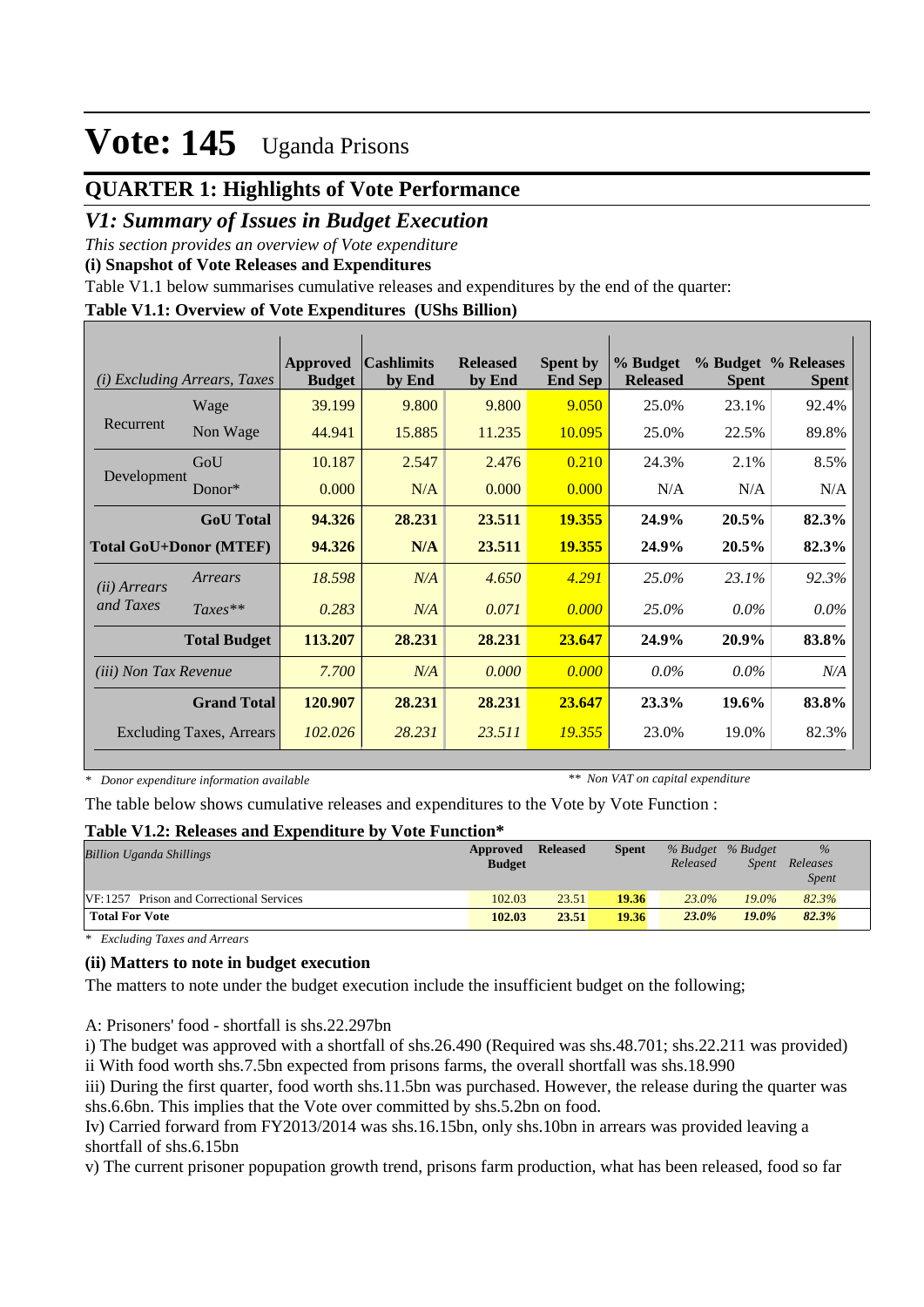# Vote: 145 Uganda Prisons

## QUARTER 1: Highlights of Vote Performance

### *V1: Summary of Issues in Budget Execution*

*This section provides an overview of Vote expenditure*

**(i) Snapshot of Vote Releases and Expenditures**

Table V1.1 below summarises cumulative releases and expenditures by the end of the quarter:

**Table V1.1: Overview of Vote Expenditures (UShs Billion)**

| *(i) Excluding Arrears, Taxes* | | Approved Budget | Cashlimits by End | Released by End | Spent by End Sep | % Budget Released | % Budget Spent | % Releases Spent |
|---|---|---|---|---|---|---|---|---|
| Recurrent | Wage | 39.199 | 9.800 | 9.800 | 9.050 | 25.0% | 23.1% | 92.4% |
| | Non Wage | 44.941 | 15.885 | 11.235 | 10.095 | 25.0% | 22.5% | 89.8% |
| Development | GoU | 10.187 | 2.547 | 2.476 | 0.210 | 24.3% | 2.1% | 8.5% |
| | Donor* | 0.000 | N/A | 0.000 | 0.000 | N/A | N/A | N/A |
| | **GoU Total** | **94.326** | **28.231** | **23.511** | **19.355** | **24.9%** | **20.5%** | **82.3%** |
| **Total GoU+Donor (MTEF)** | | **94.326** | **N/A** | **23.511** | **19.355** | **24.9%** | **20.5%** | **82.3%** |
| *(ii) Arrears and Taxes* | *Arrears* | *18.598* | *N/A* | *4.650* | *4.291* | *25.0%* | *23.1%* | *92.3%* |
| | *Taxes*** | *0.283* | *N/A* | *0.071* | *0.000* | *25.0%* | *0.0%* | *0.0%* |
| | **Total Budget** | **113.207** | **28.231** | **28.231** | **23.647** | **24.9%** | **20.9%** | **83.8%** |
| *(iii) Non Tax Revenue* | | *7.700* | *N/A* | *0.000* | *0.000* | *0.0%* | *0.0%* | *N/A* |
| | **Grand Total** | **120.907** | **28.231** | **28.231** | **23.647** | **23.3%** | **19.6%** | **83.8%** |
| Excluding Taxes, Arrears | | *102.026* | *28.231* | *23.511* | *19.355* | 23.0% | 19.0% | 82.3% |

*\* Donor expenditure information available* &nbsp;&nbsp;&nbsp;&nbsp; *\*\* Non VAT on capital expenditure*

The table below shows cumulative releases and expenditures to the Vote by Vote Function :

**Table V1.2: Releases and Expenditure by Vote Function\***

| *Billion Uganda Shillings* | Approved Budget | Released | Spent | *% Budget Released* | *% Budget Spent* | *% Releases Spent* |
|---|---|---|---|---|---|---|
| VF:1257 Prison and Correctional Services | 102.03 | 23.51 | 19.36 | 23.0% | 19.0% | 82.3% |
| **Total For Vote** | **102.03** | **23.51** | **19.36** | ***23.0%*** | ***19.0%*** | ***82.3%*** |

*\* Excluding Taxes and Arrears*

**(ii) Matters to note in budget execution**

The matters to note under the budget execution include the insufficient budget on the following;

A: Prisoners' food - shortfall is shs.22.297bn

i) The budget was approved with a shortfall of shs.26.490 (Required was shs.48.701; shs.22.211 was provided)

ii With food worth shs.7.5bn expected from prisons farms, the overall shortfall was shs.18.990

iii) During the first quarter, food worth shs.11.5bn was purchased. However, the release during the quarter was shs.6.6bn. This implies that the Vote over committed by shs.5.2bn on food.

Iv) Carried forward from FY2013/2014 was shs.16.15bn, only shs.10bn in arrears was provided leaving a shortfall of shs.6.15bn

v) The current prisoner popupation growth trend, prisons farm production, what has been released, food so far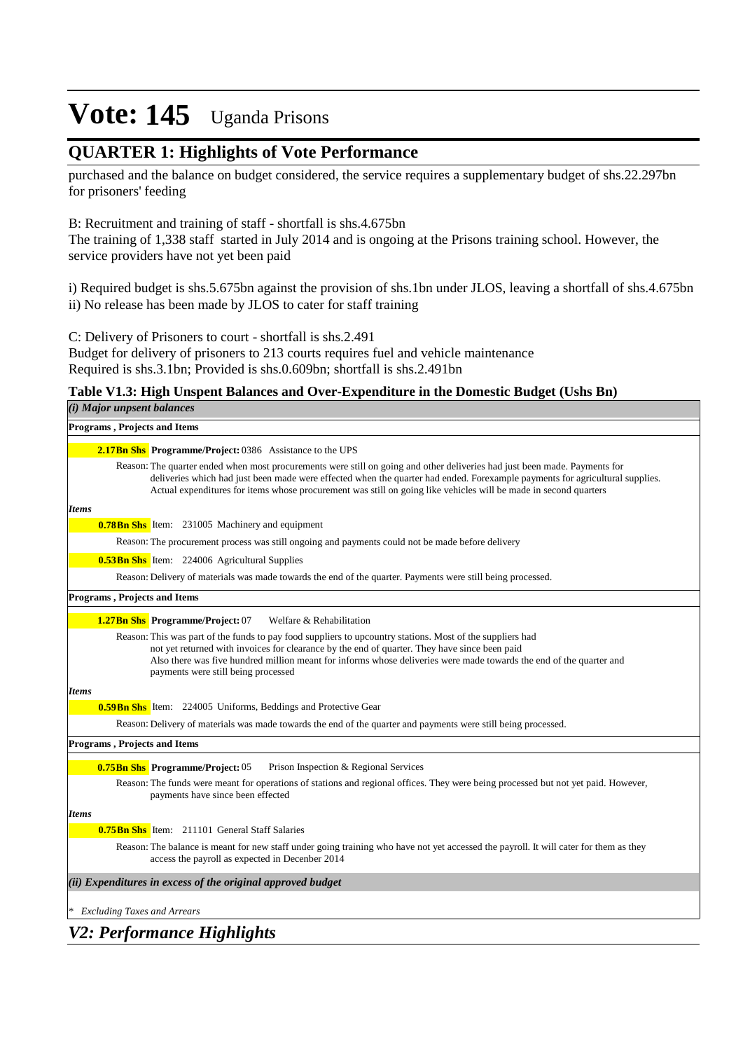# Vote: 145 Uganda Prisons

## QUARTER 1: Highlights of Vote Performance

purchased and the balance on budget considered, the service requires a supplementary budget of shs.22.297bn for prisoners' feeding

B: Recruitment and training of staff - shortfall is shs.4.675bn
The training of 1,338 staff started in July 2014 and is ongoing at the Prisons training school. However, the service providers have not yet been paid

i) Required budget is shs.5.675bn against the provision of shs.1bn under JLOS, leaving a shortfall of shs.4.675bn
ii) No release has been made by JLOS to cater for staff training

C: Delivery of Prisoners to court - shortfall is shs.2.491
Budget for delivery of prisoners to 213 courts requires fuel and vehicle maintenance
Required is shs.3.1bn; Provided is shs.0.609bn; shortfall is shs.2.491bn

**Table V1.3: High Unspent Balances and Over-Expenditure in the Domestic Budget (Ushs Bn)**

*(i) Major unpsent balances*

**Programs , Projects and Items**

**2.17Bn Shs** **Programme/Project:** 0386 Assistance to the UPS

Reason: The quarter ended when most procurements were still on going and other deliveries had just been made. Payments for deliveries which had just been made were effected when the quarter had ended. Forexample payments for agricultural supplies. Actual expenditures for items whose procurement was still on going like vehicles will be made in second quarters

*Items*

**0.78Bn Shs** Item: 231005 Machinery and equipment

Reason: The procurement process was still ongoing and payments could not be made before delivery

**0.53Bn Shs** Item: 224006 Agricultural Supplies

Reason: Delivery of materials was made towards the end of the quarter. Payments were still being processed.

**Programs , Projects and Items**

**1.27Bn Shs** **Programme/Project:** 07 Welfare & Rehabilitation

Reason: This was part of the funds to pay food suppliers to upcountry stations. Most of the suppliers had not yet returned with invoices for clearance by the end of quarter. They have since been paid
Also there was five hundred million meant for informs whose deliveries were made towards the end of the quarter and payments were still being processed

*Items*

**0.59Bn Shs** Item: 224005 Uniforms, Beddings and Protective Gear

Reason: Delivery of materials was made towards the end of the quarter and payments were still being processed.

**Programs , Projects and Items**

**0.75Bn Shs** **Programme/Project:** 05 Prison Inspection & Regional Services

Reason: The funds were meant for operations of stations and regional offices. They were being processed but not yet paid. However, payments have since been effected

*Items*

**0.75Bn Shs** Item: 211101 General Staff Salaries

Reason: The balance is meant for new staff under going training who have not yet accessed the payroll. It will cater for them as they access the payroll as expected in Decenber 2014

*(ii) Expenditures in excess of the original approved budget*

\* *Excluding Taxes and Arrears*

## *V2: Performance Highlights*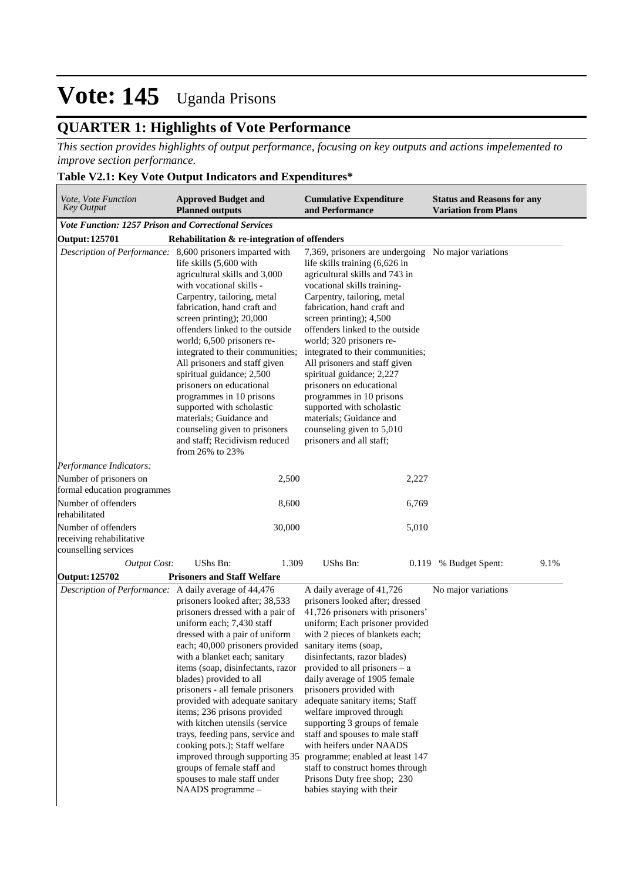# Vote: 145 Uganda Prisons

## QUARTER 1: Highlights of Vote Performance

*This section provides highlights of output performance, focusing on key outputs and actions impelemented to improve section performance.*

### Table V2.1: Key Vote Output Indicators and Expenditures*

| *Vote, Vote Function Key Output* | **Approved Budget and Planned outputs** | **Cumulative Expenditure and Performance** | **Status and Reasons for any Variation from Plans** |
|---|---|---|---|
| ***Vote Function: 1257 Prison and Correctional Services*** | | | |
| **Output: 125701** | **Rehabilitation & re-integration of offenders** | | |
| *Description of Performance:* | 8,600 prisoners imparted with life skills (5,600 with agricultural skills and 3,000 with vocational skills - Carpentry, tailoring, metal fabrication, hand craft and screen printing); 20,000 offenders linked to the outside world; 6,500 prisoners re-integrated to their communities; All prisoners and staff given spiritual guidance; 2,500 prisoners on educational programmes in 10 prisons supported with scholastic materials; Guidance and counseling given to prisoners and staff; Recidivism reduced from 26% to 23% | 7,369, prisoners are undergoing life skills training (6,626 in agricultural skills and 743 in vocational skills training- Carpentry, tailoring, metal fabrication, hand craft and screen printing); 4,500 offenders linked to the outside world; 320 prisoners re-integrated to their communities; All prisoners and staff given spiritual guidance; 2,227 prisoners on educational programmes in 10 prisons supported with scholastic materials; Guidance and counseling given to 5,010 prisoners and all staff; | No major variations |
| *Performance Indicators:* | | | |
| Number of prisoners on formal education programmes | 2,500 | 2,227 | |
| Number of offenders rehabilitated | 8,600 | 6,769 | |
| Number of offenders receiving rehabilitative counselling services | 30,000 | 5,010 | |
| *Output Cost:* | UShs Bn: 1.309 | UShs Bn: 0.119 | % Budget Spent: 9.1% |
| **Output: 125702** | **Prisoners and Staff Welfare** | | |
| *Description of Performance:* | A daily average of 44,476 prisoners looked after; 38,533 prisoners dressed with a pair of uniform each; 7,430 staff dressed with a pair of uniform each; 40,000 prisoners provided with a blanket each; sanitary items (soap, disinfectants, razor blades) provided to all prisoners - all female prisoners provided with adequate sanitary items; 236 prisons provided with kitchen utensils (service trays, feeding pans, service and cooking pots.); Staff welfare improved through supporting 35 groups of female staff and spouses to male staff under NAADS programme – | A daily average of 41,726 prisoners looked after; dressed 41,726 prisoners with prisoners' uniform; Each prisoner provided with 2 pieces of blankets each; sanitary items (soap, disinfectants, razor blades) provided to all prisoners – a daily average of 1905 female prisoners provided with adequate sanitary items; Staff welfare improved through supporting 3 groups of female staff and spouses to male staff with heifers under NAADS programme; enabled at least 147 staff to construct homes through Prisons Duty free shop; 230 babies staying with their | No major variations |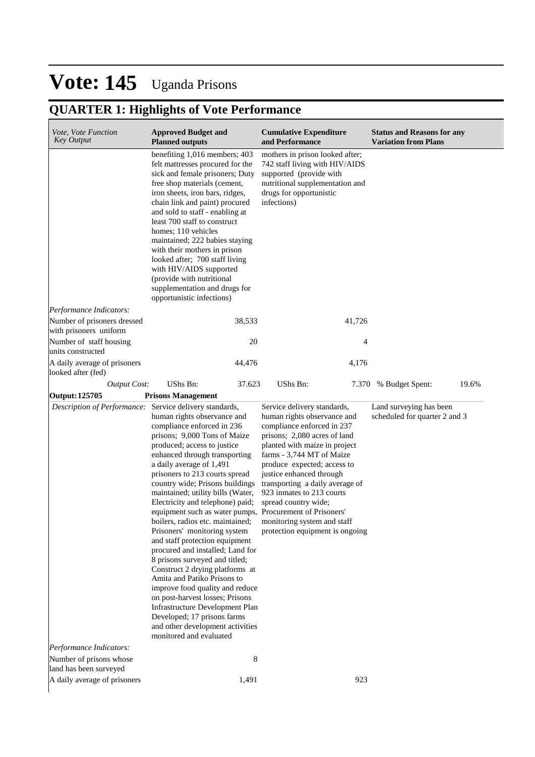# Vote: 145 Uganda Prisons

## QUARTER 1: Highlights of Vote Performance

| *Vote, Vote Function Key Output* | **Approved Budget and Planned outputs** | | **Cumulative Expenditure and Performance** | | **Status and Reasons for any Variation from Plans** | |
|---|---|---|---|---|---|---|
| | benefiting 1,016 members; 403 felt mattresses procured for the sick and female prisoners; Duty free shop materials (cement, iron sheets, iron bars, ridges, chain link and paint) procured and sold to staff - enabling at least 700 staff to construct homes; 110 vehicles maintained; 222 babies staying with their mothers in prison looked after; 700 staff living with HIV/AIDS supported (provide with nutritional supplementation and drugs for opportunistic infections) | | mothers in prison looked after; 742 staff living with HIV/AIDS supported (provide with nutritional supplementation and drugs for opportunistic infections) | | | |
| *Performance Indicators:* | | | | | | |
| Number of prisoners dressed with prisoners uniform | | 38,533 | | 41,726 | | |
| Number of staff housing units constructed | | 20 | | 4 | | |
| A daily average of prisoners looked after (fed) | | 44,476 | | 4,176 | | |
| *Output Cost:* | UShs Bn: | 37.623 | UShs Bn: | 7.370 | % Budget Spent: | 19.6% |
| **Output: 125705** | **Prisons Management** | | | | | |
| *Description of Performance:* | Service delivery standards, human rights observance and compliance enforced in 236 prisons; 9,000 Tons of Maize produced; access to justice enhanced through transporting a daily average of 1,491 prisoners to 213 courts spread country wide; Prisons buildings maintained; utility bills (Water, Electricity and telephone) paid; equipment such as water pumps, boilers, radios etc. maintained; Prisoners' monitoring system and staff protection equipment procured and installed; Land for 8 prisons surveyed and titled; Construct 2 drying platforms at Amita and Patiko Prisons to improve food quality and reduce on post-harvest losses; Prisons Infrastructure Development Plan Developed; 17 prisons farms and other development activities monitored and evaluated | | Service delivery standards, human rights observance and compliance enforced in 237 prisons; 2,080 acres of land planted with maize in project farms - 3,744 MT of Maize produce expected; access to justice enhanced through transporting a daily average of 923 inmates to 213 courts spread country wide; Procurement of Prisoners' monitoring system and staff protection equipment is ongoing | | Land surveying has been scheduled for quarter 2 and 3 | |
| *Performance Indicators:* | | | | | | |
| Number of prisons whose land has been surveyed | | 8 | | | | |
| A daily average of prisoners | | 1,491 | | 923 | | |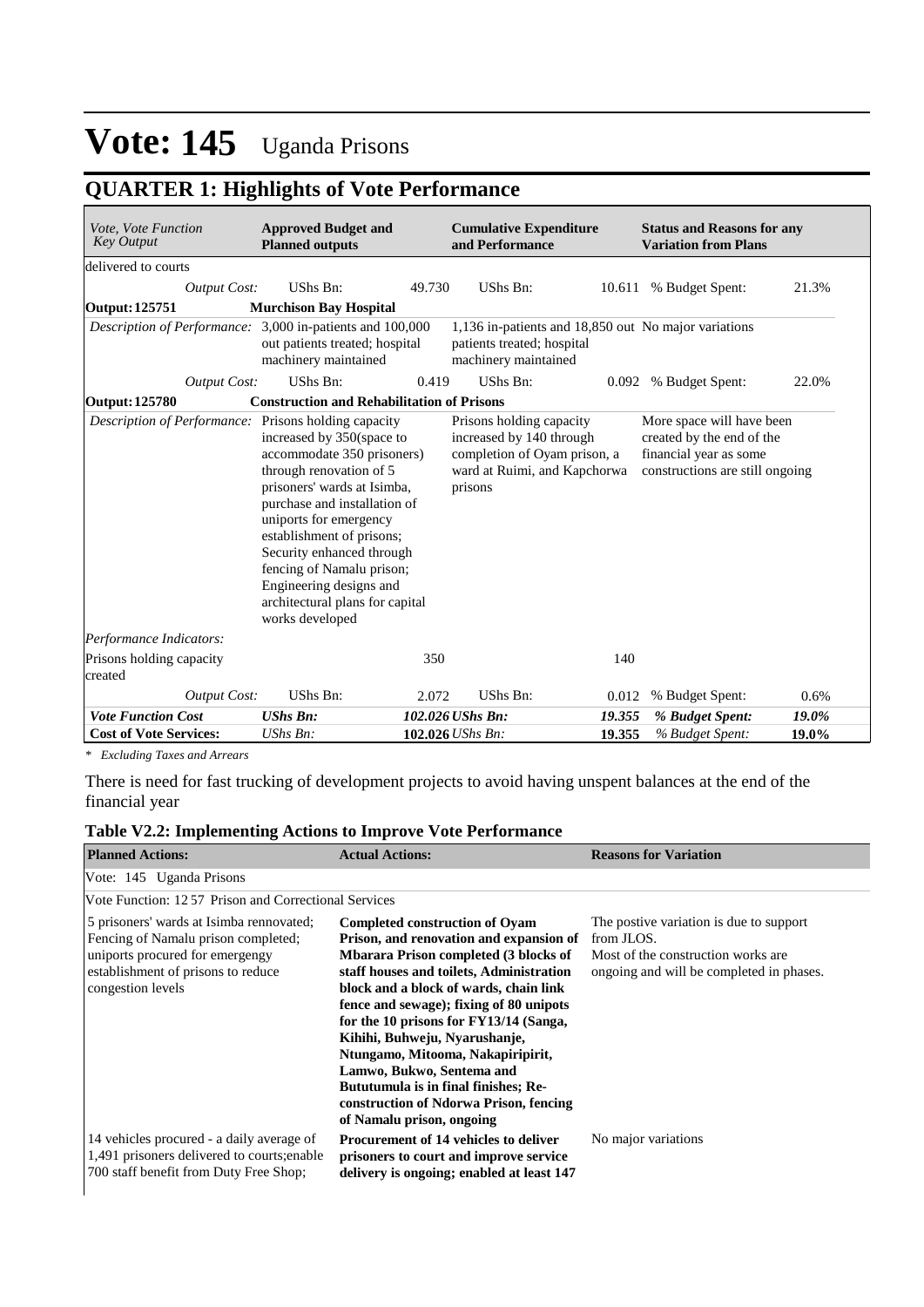# Vote: 145 Uganda Prisons

## QUARTER 1: Highlights of Vote Performance

| *Vote, Vote Function Key Output* | **Approved Budget and Planned outputs** | | **Cumulative Expenditure and Performance** | | **Status and Reasons for any Variation from Plans** | |
|---|---|---|---|---|---|---|
| delivered to courts | | | | | | |
| *Output Cost:* | UShs Bn: | 49.730 | UShs Bn: | 10.611 | % Budget Spent: | 21.3% |
| **Output: 125751** | **Murchison Bay Hospital** | | | | | |
| *Description of Performance:* | 3,000 in-patients and 100,000 out patients treated; hospital machinery maintained | | 1,136 in-patients and 18,850 out patients treated; hospital machinery maintained | | No major variations | |
| *Output Cost:* | UShs Bn: | 0.419 | UShs Bn: | 0.092 | % Budget Spent: | 22.0% |
| **Output: 125780** | **Construction and Rehabilitation of Prisons** | | | | | |
| *Description of Performance:* | Prisons holding capacity increased by 350(space to accommodate 350 prisoners) through renovation of 5 prisoners' wards at Isimba, purchase and installation of uniports for emergency establishment of prisons; Security enhanced through fencing of Namalu prison; Engineering designs and architectural plans for capital works developed | | Prisons holding capacity increased by 140 through completion of Oyam prison, a ward at Ruimi, and Kapchorwa prisons | | More space will have been created by the end of the financial year as some constructions are still ongoing | |
| *Performance Indicators:* | | | | | | |
| Prisons holding capacity created | | 350 | | 140 | | |
| *Output Cost:* | UShs Bn: | 2.072 | UShs Bn: | 0.012 | % Budget Spent: | 0.6% |
| ***Vote Function Cost*** | ***UShs Bn:*** | *102.026* | ***UShs Bn:*** | ***19.355*** | ***% Budget Spent:*** | ***19.0%*** |
| **Cost of Vote Services:** | *UShs Bn:* | **102.026** | *UShs Bn:* | **19.355** | *% Budget Spent:* | **19.0%** |

*\* Excluding Taxes and Arrears*

There is need for fast trucking of development projects to avoid having unspent balances at the end of the financial year

### Table V2.2: Implementing Actions to Improve Vote Performance

| **Planned Actions:** | **Actual Actions:** | **Reasons for Variation** |
|---|---|---|
| Vote: 145 Uganda Prisons | | |
| Vote Function: 12 57 Prison and Correctional Services | | |
| 5 prisoners' wards at Isimba rennovated; Fencing of Namalu prison completed; uniports procured for emergengy establishment of prisons to reduce congestion levels | **Completed construction of Oyam Prison, and renovation and expansion of Mbarara Prison completed (3 blocks of staff houses and toilets, Administration block and a block of wards, chain link fence and sewage); fixing of 80 unipots for the 10 prisons for FY13/14 (Sanga, Kihihi, Buhweju, Nyarushanje, Ntungamo, Mitooma, Nakapiripirit, Lamwo, Bukwo, Sentema and Bututumula is in final finishes; Re-construction of Ndorwa Prison, fencing of Namalu prison, ongoing** | The postive variation is due to support from JLOS. Most of the construction works are ongoing and will be completed in phases. |
| 14 vehicles procured - a daily average of 1,491 prisoners delivered to courts;enable 700 staff benefit from Duty Free Shop; | **Procurement of 14 vehicles to deliver prisoners to court and improve service delivery is ongoing; enabled at least 147** | No major variations |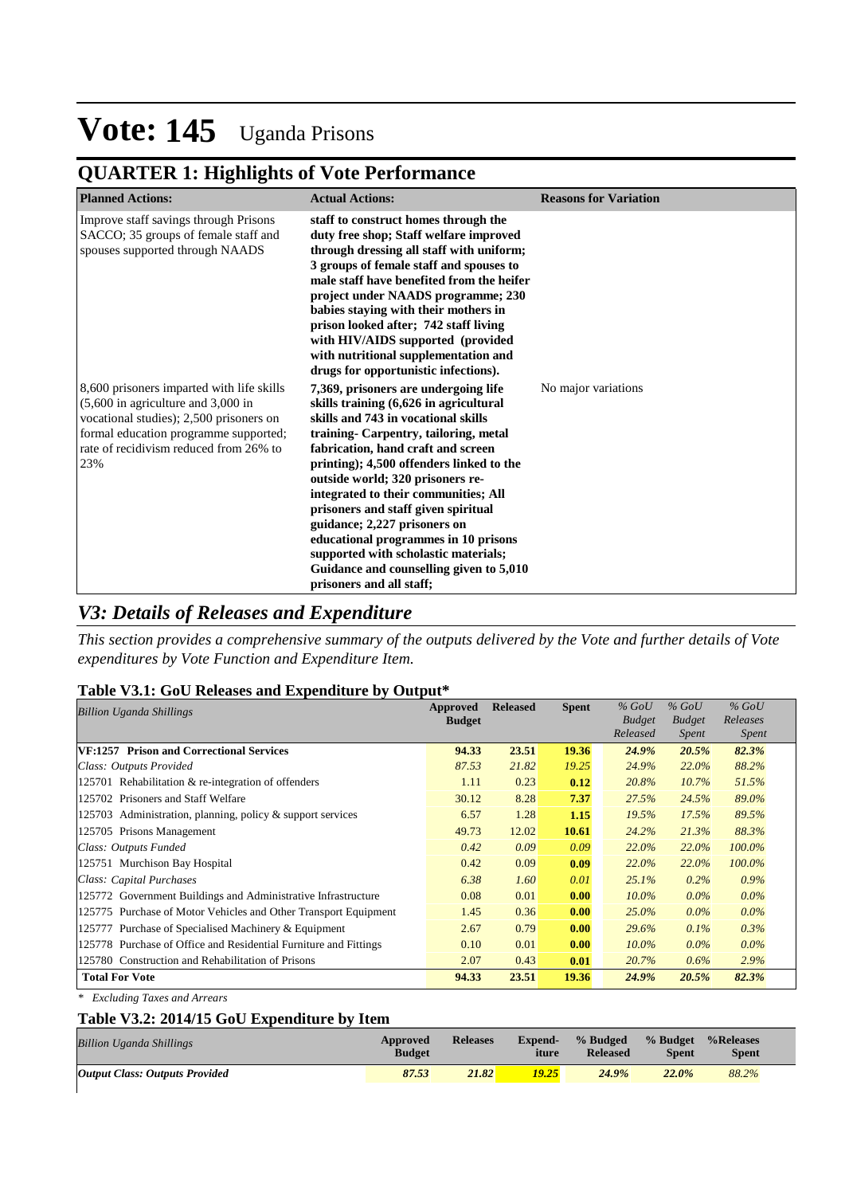# Vote: 145 Uganda Prisons

## QUARTER 1: Highlights of Vote Performance

| Planned Actions: | Actual Actions: | Reasons for Variation |
|---|---|---|
| Improve staff savings through Prisons SACCO; 35 groups of female staff and spouses supported through NAADS | **staff to construct homes through the duty free shop; Staff welfare improved through dressing all staff with uniform; 3 groups of female staff and spouses to male staff have benefited from the heifer project under NAADS programme; 230 babies staying with their mothers in prison looked after; 742 staff living with HIV/AIDS supported (provided with nutritional supplementation and drugs for opportunistic infections).** | |
| 8,600 prisoners imparted with life skills (5,600 in agriculture and 3,000 in vocational studies); 2,500 prisoners on formal education programme supported; rate of recidivism reduced from 26% to 23% | **7,369, prisoners are undergoing life skills training (6,626 in agricultural skills and 743 in vocational skills training- Carpentry, tailoring, metal fabrication, hand craft and screen printing); 4,500 offenders linked to the outside world; 320 prisoners re-integrated to their communities; All prisoners and staff given spiritual guidance; 2,227 prisoners on educational programmes in 10 prisons supported with scholastic materials; Guidance and counselling given to 5,010 prisoners and all staff;** | No major variations |

## *V3: Details of Releases and Expenditure*

*This section provides a comprehensive summary of the outputs delivered by the Vote and further details of Vote expenditures by Vote Function and Expenditure Item.*

### Table V3.1: GoU Releases and Expenditure by Output*

| *Billion Uganda Shillings* | Approved Budget | Released | Spent | *% GoU Budget Released* | *% GoU Budget Spent* | *% GoU Releases Spent* |
|---|---|---|---|---|---|---|
| **VF:1257 Prison and Correctional Services** | **94.33** | **23.51** | **19.36** | ***24.9%*** | ***20.5%*** | ***82.3%*** |
| *Class: Outputs Provided* | *87.53* | *21.82* | *19.25* | *24.9%* | *22.0%* | *88.2%* |
| 125701 Rehabilitation & re-integration of offenders | 1.11 | 0.23 | **0.12** | *20.8%* | *10.7%* | *51.5%* |
| 125702 Prisoners and Staff Welfare | 30.12 | 8.28 | **7.37** | *27.5%* | *24.5%* | *89.0%* |
| 125703 Administration, planning, policy & support services | 6.57 | 1.28 | **1.15** | *19.5%* | *17.5%* | *89.5%* |
| 125705 Prisons Management | 49.73 | 12.02 | **10.61** | *24.2%* | *21.3%* | *88.3%* |
| *Class: Outputs Funded* | *0.42* | *0.09* | *0.09* | *22.0%* | *22.0%* | *100.0%* |
| 125751 Murchison Bay Hospital | 0.42 | 0.09 | **0.09** | *22.0%* | *22.0%* | *100.0%* |
| *Class: Capital Purchases* | *6.38* | *1.60* | *0.01* | *25.1%* | *0.2%* | *0.9%* |
| 125772 Government Buildings and Administrative Infrastructure | 0.08 | 0.01 | **0.00** | *10.0%* | *0.0%* | *0.0%* |
| 125775 Purchase of Motor Vehicles and Other Transport Equipment | 1.45 | 0.36 | **0.00** | *25.0%* | *0.0%* | *0.0%* |
| 125777 Purchase of Specialised Machinery & Equipment | 2.67 | 0.79 | **0.00** | *29.6%* | *0.1%* | *0.3%* |
| 125778 Purchase of Office and Residential Furniture and Fittings | 0.10 | 0.01 | **0.00** | *10.0%* | *0.0%* | *0.0%* |
| 125780 Construction and Rehabilitation of Prisons | 2.07 | 0.43 | **0.01** | *20.7%* | *0.6%* | *2.9%* |
| **Total For Vote** | **94.33** | **23.51** | **19.36** | ***24.9%*** | ***20.5%*** | ***82.3%*** |

*\* Excluding Taxes and Arrears*

### Table V3.2: 2014/15 GoU Expenditure by Item

| *Billion Uganda Shillings* | Approved Budget | Releases | Expend-iture | % Budged Released | % Budget Spent | %Releases Spent |
|---|---|---|---|---|---|---|
| ***Output Class: Outputs Provided*** | ***87.53*** | ***21.82*** | ***19.25*** | ***24.9%*** | ***22.0%*** | *88.2%* |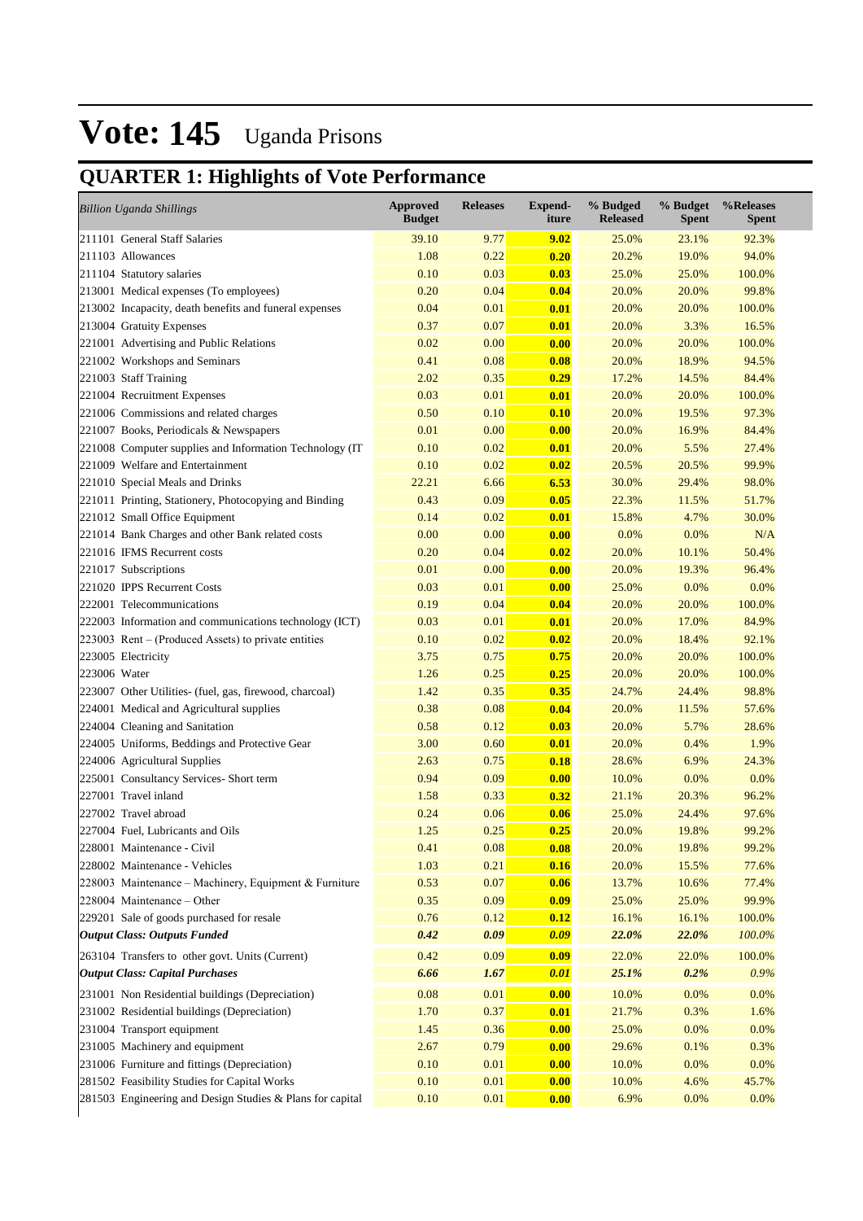# Vote: 145 Uganda Prisons

## QUARTER 1: Highlights of Vote Performance

| *Billion Uganda Shillings* | Approved Budget | Releases | Expend-iture | % Budged Released | % Budget Spent | %Releases Spent |
|---|---|---|---|---|---|---|
| 211101 General Staff Salaries | 39.10 | 9.77 | **9.02** | 25.0% | 23.1% | 92.3% |
| 211103 Allowances | 1.08 | 0.22 | **0.20** | 20.2% | 19.0% | 94.0% |
| 211104 Statutory salaries | 0.10 | 0.03 | **0.03** | 25.0% | 25.0% | 100.0% |
| 213001 Medical expenses (To employees) | 0.20 | 0.04 | **0.04** | 20.0% | 20.0% | 99.8% |
| 213002 Incapacity, death benefits and funeral expenses | 0.04 | 0.01 | **0.01** | 20.0% | 20.0% | 100.0% |
| 213004 Gratuity Expenses | 0.37 | 0.07 | **0.01** | 20.0% | 3.3% | 16.5% |
| 221001 Advertising and Public Relations | 0.02 | 0.00 | **0.00** | 20.0% | 20.0% | 100.0% |
| 221002 Workshops and Seminars | 0.41 | 0.08 | **0.08** | 20.0% | 18.9% | 94.5% |
| 221003 Staff Training | 2.02 | 0.35 | **0.29** | 17.2% | 14.5% | 84.4% |
| 221004 Recruitment Expenses | 0.03 | 0.01 | **0.01** | 20.0% | 20.0% | 100.0% |
| 221006 Commissions and related charges | 0.50 | 0.10 | **0.10** | 20.0% | 19.5% | 97.3% |
| 221007 Books, Periodicals & Newspapers | 0.01 | 0.00 | **0.00** | 20.0% | 16.9% | 84.4% |
| 221008 Computer supplies and Information Technology (IT | 0.10 | 0.02 | **0.01** | 20.0% | 5.5% | 27.4% |
| 221009 Welfare and Entertainment | 0.10 | 0.02 | **0.02** | 20.5% | 20.5% | 99.9% |
| 221010 Special Meals and Drinks | 22.21 | 6.66 | **6.53** | 30.0% | 29.4% | 98.0% |
| 221011 Printing, Stationery, Photocopying and Binding | 0.43 | 0.09 | **0.05** | 22.3% | 11.5% | 51.7% |
| 221012 Small Office Equipment | 0.14 | 0.02 | **0.01** | 15.8% | 4.7% | 30.0% |
| 221014 Bank Charges and other Bank related costs | 0.00 | 0.00 | **0.00** | 0.0% | 0.0% | N/A |
| 221016 IFMS Recurrent costs | 0.20 | 0.04 | **0.02** | 20.0% | 10.1% | 50.4% |
| 221017 Subscriptions | 0.01 | 0.00 | **0.00** | 20.0% | 19.3% | 96.4% |
| 221020 IPPS Recurrent Costs | 0.03 | 0.01 | **0.00** | 25.0% | 0.0% | 0.0% |
| 222001 Telecommunications | 0.19 | 0.04 | **0.04** | 20.0% | 20.0% | 100.0% |
| 222003 Information and communications technology (ICT) | 0.03 | 0.01 | **0.01** | 20.0% | 17.0% | 84.9% |
| 223003 Rent – (Produced Assets) to private entities | 0.10 | 0.02 | **0.02** | 20.0% | 18.4% | 92.1% |
| 223005 Electricity | 3.75 | 0.75 | **0.75** | 20.0% | 20.0% | 100.0% |
| 223006 Water | 1.26 | 0.25 | **0.25** | 20.0% | 20.0% | 100.0% |
| 223007 Other Utilities- (fuel, gas, firewood, charcoal) | 1.42 | 0.35 | **0.35** | 24.7% | 24.4% | 98.8% |
| 224001 Medical and Agricultural supplies | 0.38 | 0.08 | **0.04** | 20.0% | 11.5% | 57.6% |
| 224004 Cleaning and Sanitation | 0.58 | 0.12 | **0.03** | 20.0% | 5.7% | 28.6% |
| 224005 Uniforms, Beddings and Protective Gear | 3.00 | 0.60 | **0.01** | 20.0% | 0.4% | 1.9% |
| 224006 Agricultural Supplies | 2.63 | 0.75 | **0.18** | 28.6% | 6.9% | 24.3% |
| 225001 Consultancy Services- Short term | 0.94 | 0.09 | **0.00** | 10.0% | 0.0% | 0.0% |
| 227001 Travel inland | 1.58 | 0.33 | **0.32** | 21.1% | 20.3% | 96.2% |
| 227002 Travel abroad | 0.24 | 0.06 | **0.06** | 25.0% | 24.4% | 97.6% |
| 227004 Fuel, Lubricants and Oils | 1.25 | 0.25 | **0.25** | 20.0% | 19.8% | 99.2% |
| 228001 Maintenance - Civil | 0.41 | 0.08 | **0.08** | 20.0% | 19.8% | 99.2% |
| 228002 Maintenance - Vehicles | 1.03 | 0.21 | **0.16** | 20.0% | 15.5% | 77.6% |
| 228003 Maintenance – Machinery, Equipment & Furniture | 0.53 | 0.07 | **0.06** | 13.7% | 10.6% | 77.4% |
| 228004 Maintenance – Other | 0.35 | 0.09 | **0.09** | 25.0% | 25.0% | 99.9% |
| 229201 Sale of goods purchased for resale | 0.76 | 0.12 | **0.12** | 16.1% | 16.1% | 100.0% |
| ***Output Class: Outputs Funded*** | ***0.42*** | ***0.09*** | ***0.09*** | ***22.0%*** | ***22.0%*** | *100.0%* |
| 263104 Transfers to other govt. Units (Current) | 0.42 | 0.09 | **0.09** | 22.0% | 22.0% | 100.0% |
| ***Output Class: Capital Purchases*** | ***6.66*** | ***1.67*** | ***0.01*** | ***25.1%*** | ***0.2%*** | *0.9%* |
| 231001 Non Residential buildings (Depreciation) | 0.08 | 0.01 | **0.00** | 10.0% | 0.0% | 0.0% |
| 231002 Residential buildings (Depreciation) | 1.70 | 0.37 | **0.01** | 21.7% | 0.3% | 1.6% |
| 231004 Transport equipment | 1.45 | 0.36 | **0.00** | 25.0% | 0.0% | 0.0% |
| 231005 Machinery and equipment | 2.67 | 0.79 | **0.00** | 29.6% | 0.1% | 0.3% |
| 231006 Furniture and fittings (Depreciation) | 0.10 | 0.01 | **0.00** | 10.0% | 0.0% | 0.0% |
| 281502 Feasibility Studies for Capital Works | 0.10 | 0.01 | **0.00** | 10.0% | 4.6% | 45.7% |
| 281503 Engineering and Design Studies & Plans for capital | 0.10 | 0.01 | **0.00** | 6.9% | 0.0% | 0.0% |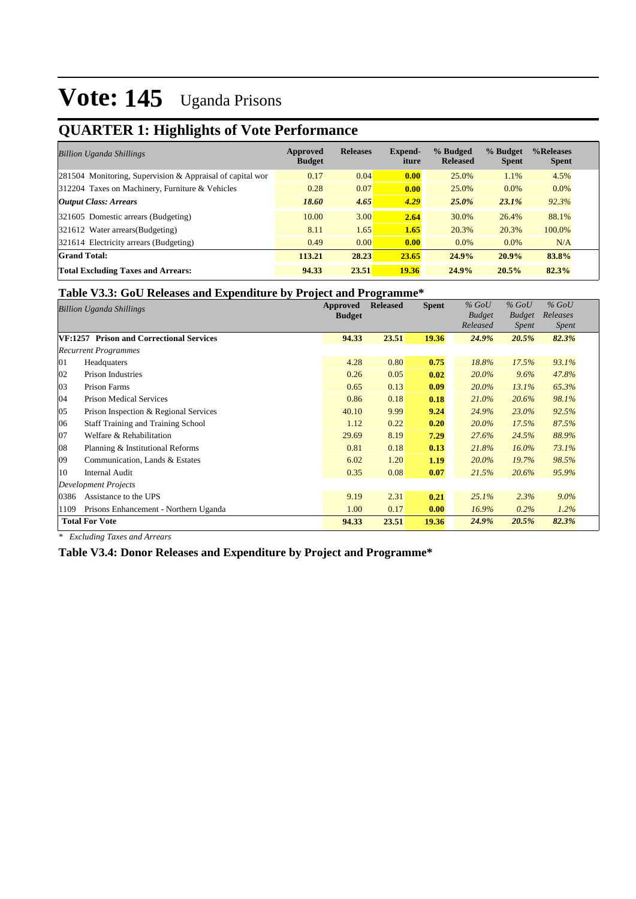# Vote: 145 Uganda Prisons

## QUARTER 1: Highlights of Vote Performance

| *Billion Uganda Shillings* | Approved Budget | Releases | Expend-iture | % Budged Released | % Budget Spent | %Releases Spent |
|---|---|---|---|---|---|---|
| 281504 Monitoring, Supervision & Appraisal of capital wor | 0.17 | 0.04 | **0.00** | 25.0% | 1.1% | 4.5% |
| 312204 Taxes on Machinery, Furniture & Vehicles | 0.28 | 0.07 | **0.00** | 25.0% | 0.0% | 0.0% |
| ***Output Class: Arrears*** | ***18.60*** | ***4.65*** | ***4.29*** | ***25.0%*** | ***23.1%*** | *92.3%* |
| 321605 Domestic arrears (Budgeting) | 10.00 | 3.00 | **2.64** | 30.0% | 26.4% | 88.1% |
| 321612 Water arrears(Budgeting) | 8.11 | 1.65 | **1.65** | 20.3% | 20.3% | 100.0% |
| 321614 Electricity arrears (Budgeting) | 0.49 | 0.00 | **0.00** | 0.0% | 0.0% | N/A |
| **Grand Total:** | **113.21** | **28.23** | **23.65** | **24.9%** | **20.9%** | **83.8%** |
| **Total Excluding Taxes and Arrears:** | **94.33** | **23.51** | **19.36** | **24.9%** | **20.5%** | **82.3%** |

### Table V3.3: GoU Releases and Expenditure by Project and Programme*

| *Billion Uganda Shillings* | | Approved Budget | Released | Spent | *% GoU Budget Released* | *% GoU Budget Spent* | *% GoU Releases Spent* |
|---|---|---|---|---|---|---|---|
| **VF:1257** | **Prison and Correctional Services** | **94.33** | **23.51** | **19.36** | ***24.9%*** | ***20.5%*** | ***82.3%*** |
| *Recurrent Programmes* | | | | | | | |
| 01 | Headquarters | 4.28 | 0.80 | **0.75** | *18.8%* | *17.5%* | *93.1%* |
| 02 | Prison Industries | 0.26 | 0.05 | **0.02** | *20.0%* | *9.6%* | *47.8%* |
| 03 | Prison Farms | 0.65 | 0.13 | **0.09** | *20.0%* | *13.1%* | *65.3%* |
| 04 | Prison Medical Services | 0.86 | 0.18 | **0.18** | *21.0%* | *20.6%* | *98.1%* |
| 05 | Prison Inspection & Regional Services | 40.10 | 9.99 | **9.24** | *24.9%* | *23.0%* | *92.5%* |
| 06 | Staff Training and Training School | 1.12 | 0.22 | **0.20** | *20.0%* | *17.5%* | *87.5%* |
| 07 | Welfare & Rehabilitation | 29.69 | 8.19 | **7.29** | *27.6%* | *24.5%* | *88.9%* |
| 08 | Planning & Institutional Reforms | 0.81 | 0.18 | **0.13** | *21.8%* | *16.0%* | *73.1%* |
| 09 | Communication, Lands & Estates | 6.02 | 1.20 | **1.19** | *20.0%* | *19.7%* | *98.5%* |
| 10 | Internal Audit | 0.35 | 0.08 | **0.07** | *21.5%* | *20.6%* | *95.9%* |
| *Development Projects* | | | | | | | |
| 0386 | Assistance to the UPS | 9.19 | 2.31 | **0.21** | *25.1%* | *2.3%* | *9.0%* |
| 1109 | Prisons Enhancement - Northern Uganda | 1.00 | 0.17 | **0.00** | *16.9%* | *0.2%* | *1.2%* |
| **Total For Vote** | | **94.33** | **23.51** | **19.36** | ***24.9%*** | ***20.5%*** | ***82.3%*** |

*\* Excluding Taxes and Arrears*

### Table V3.4: Donor Releases and Expenditure by Project and Programme*